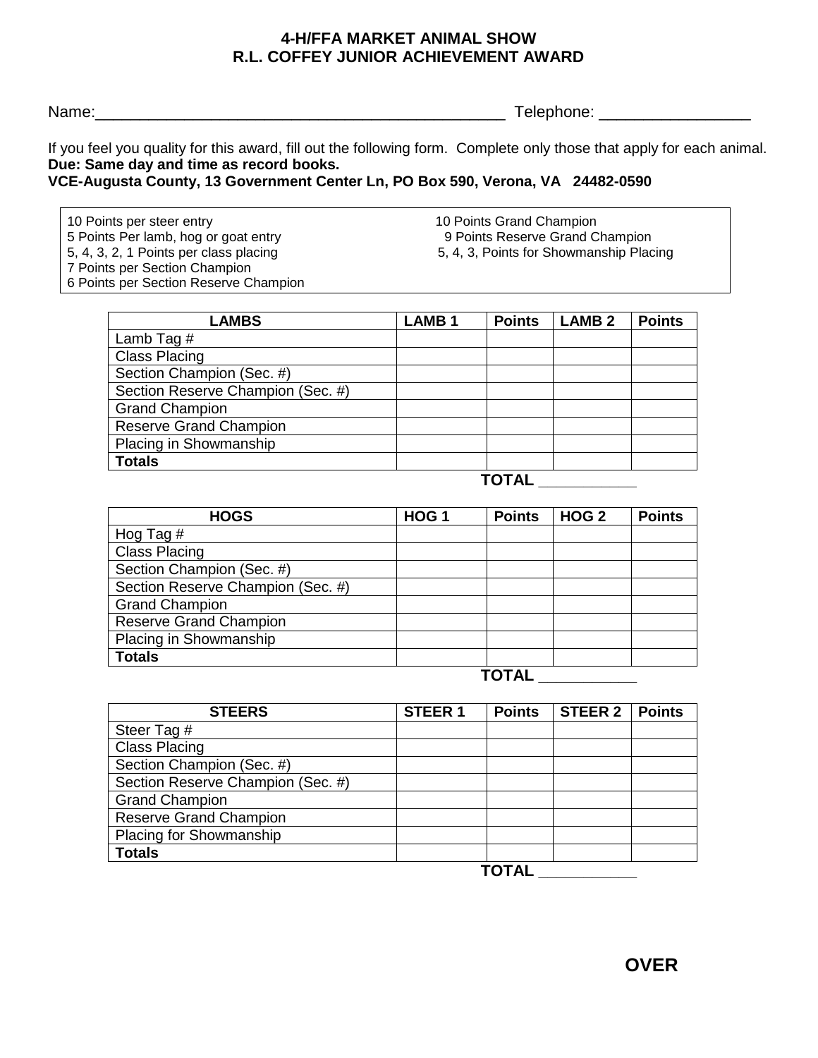# 4-H/FFA MARKET ANIMAL SHOW
# R.L. COFFEY JUNIOR ACHIEVEMENT AWARD

Name:_________________________________________________ Telephone: _________________

If you feel you quality for this award, fill out the following form. Complete only those that apply for each animal.
**Due: Same day and time as record books.**
**VCE-Augusta County, 13 Government Center Ln, PO Box 590, Verona, VA 24482-0590**

10 Points per steer entry
5 Points Per lamb, hog or goat entry
5, 4, 3, 2, 1 Points per class placing
7 Points per Section Champion
6 Points per Section Reserve Champion

10 Points Grand Champion
9 Points Reserve Grand Champion
5, 4, 3, Points for Showmanship Placing

| LAMBS | LAMB 1 | Points | LAMB 2 | Points |
|---|---|---|---|---|
| Lamb Tag # | | | | |
| Class Placing | | | | |
| Section Champion (Sec. #) | | | | |
| Section Reserve Champion (Sec. #) | | | | |
| Grand Champion | | | | |
| Reserve Grand Champion | | | | |
| Placing in Showmanship | | | | |
| **Totals** | | | | |

**TOTAL ___________**

| HOGS | HOG 1 | Points | HOG 2 | Points |
|---|---|---|---|---|
| Hog Tag # | | | | |
| Class Placing | | | | |
| Section Champion (Sec. #) | | | | |
| Section Reserve Champion (Sec. #) | | | | |
| Grand Champion | | | | |
| Reserve Grand Champion | | | | |
| Placing in Showmanship | | | | |
| **Totals** | | | | |

**TOTAL ___________**

| STEERS | STEER 1 | Points | STEER 2 | Points |
|---|---|---|---|---|
| Steer Tag # | | | | |
| Class Placing | | | | |
| Section Champion (Sec. #) | | | | |
| Section Reserve Champion (Sec. #) | | | | |
| Grand Champion | | | | |
| Reserve Grand Champion | | | | |
| Placing for Showmanship | | | | |
| **Totals** | | | | |

**TOTAL ___________**

**OVER**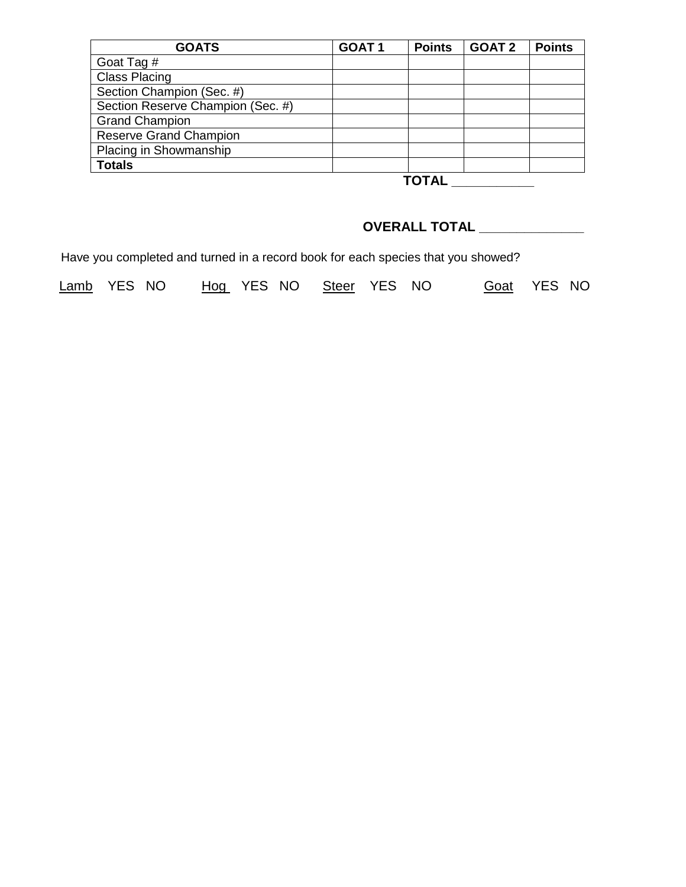| GOATS | GOAT 1 | Points | GOAT 2 | Points |
| --- | --- | --- | --- | --- |
| Goat Tag # | | | | |
| Class Placing | | | | |
| Section Champion (Sec. #) | | | | |
| Section Reserve Champion (Sec. #) | | | | |
| Grand Champion | | | | |
| Reserve Grand Champion | | | | |
| Placing in Showmanship | | | | |
| **Totals** | | | | |

**TOTAL ___________**

**OVERALL TOTAL ______________**

Have you completed and turned in a record book for each species that you showed?

Lamb YES NO Hog YES NO Steer YES NO Goat YES NO